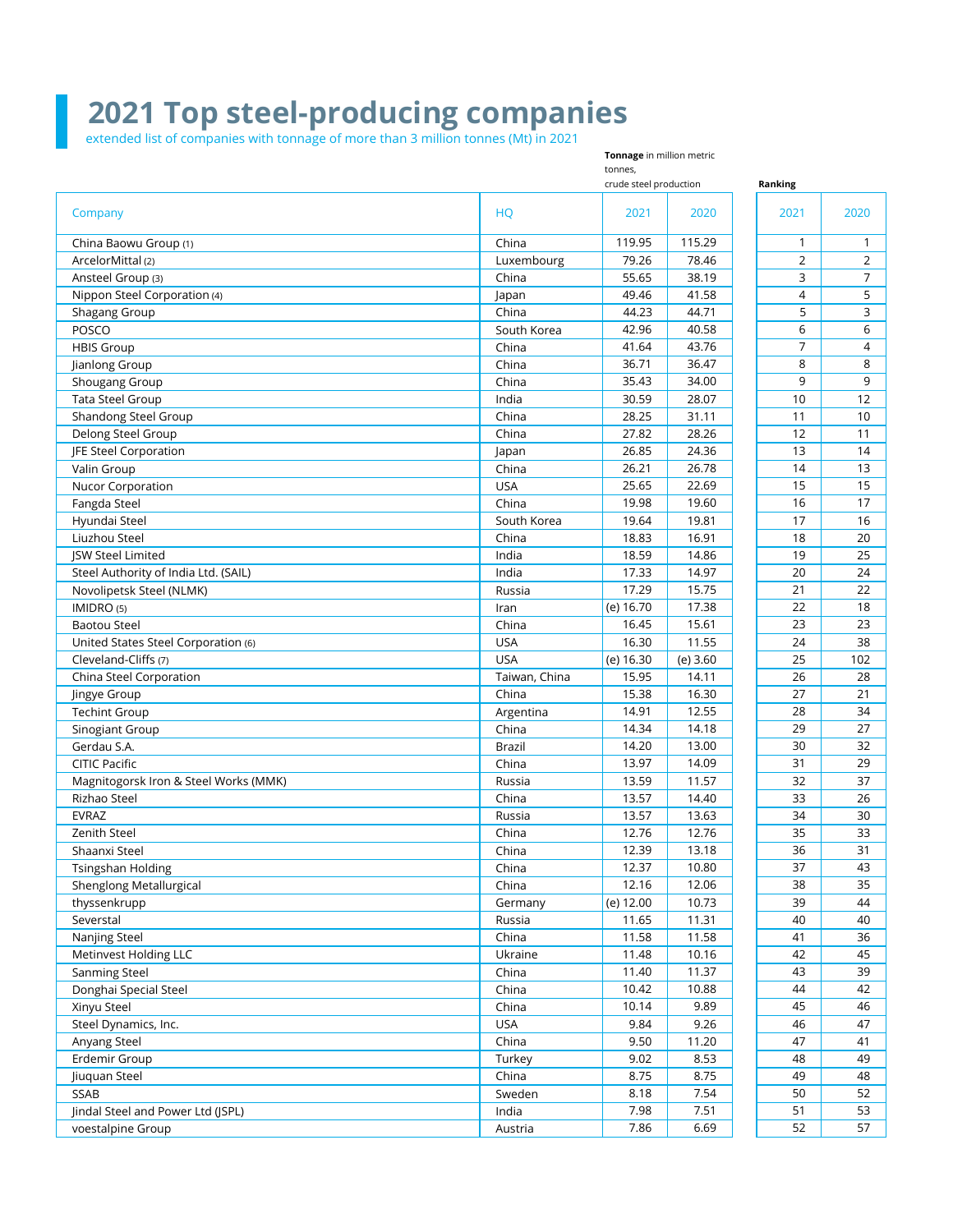# 2021 Top steel-producing companies

extended list of companies with tonnage of more than 3 million tonnes (Mt) in 2021

**Tonnage** in million metric tonnes, crude steel production

| Company | HQ | Tonnage 2021 | Tonnage 2020 | Ranking 2021 | Ranking 2020 |
|---|---|---|---|---|---|
| China Baowu Group (1) | China | 119.95 | 115.29 | 1 | 1 |
| ArcelorMittal (2) | Luxembourg | 79.26 | 78.46 | 2 | 2 |
| Ansteel Group (3) | China | 55.65 | 38.19 | 3 | 7 |
| Nippon Steel Corporation (4) | Japan | 49.46 | 41.58 | 4 | 5 |
| Shagang Group | China | 44.23 | 44.71 | 5 | 3 |
| POSCO | South Korea | 42.96 | 40.58 | 6 | 6 |
| HBIS Group | China | 41.64 | 43.76 | 7 | 4 |
| Jianlong Group | China | 36.71 | 36.47 | 8 | 8 |
| Shougang Group | China | 35.43 | 34.00 | 9 | 9 |
| Tata Steel Group | India | 30.59 | 28.07 | 10 | 12 |
| Shandong Steel Group | China | 28.25 | 31.11 | 11 | 10 |
| Delong Steel Group | China | 27.82 | 28.26 | 12 | 11 |
| JFE Steel Corporation | Japan | 26.85 | 24.36 | 13 | 14 |
| Valin Group | China | 26.21 | 26.78 | 14 | 13 |
| Nucor Corporation | USA | 25.65 | 22.69 | 15 | 15 |
| Fangda Steel | China | 19.98 | 19.60 | 16 | 17 |
| Hyundai Steel | South Korea | 19.64 | 19.81 | 17 | 16 |
| Liuzhou Steel | China | 18.83 | 16.91 | 18 | 20 |
| JSW Steel Limited | India | 18.59 | 14.86 | 19 | 25 |
| Steel Authority of India Ltd. (SAIL) | India | 17.33 | 14.97 | 20 | 24 |
| Novolipetsk Steel (NLMK) | Russia | 17.29 | 15.75 | 21 | 22 |
| IMIDRO (5) | Iran | (e) 16.70 | 17.38 | 22 | 18 |
| Baotou Steel | China | 16.45 | 15.61 | 23 | 23 |
| United States Steel Corporation (6) | USA | 16.30 | 11.55 | 24 | 38 |
| Cleveland-Cliffs (7) | USA | (e) 16.30 | (e) 3.60 | 25 | 102 |
| China Steel Corporation | Taiwan, China | 15.95 | 14.11 | 26 | 28 |
| Jingye Group | China | 15.38 | 16.30 | 27 | 21 |
| Techint Group | Argentina | 14.91 | 12.55 | 28 | 34 |
| Sinogiant Group | China | 14.34 | 14.18 | 29 | 27 |
| Gerdau S.A. | Brazil | 14.20 | 13.00 | 30 | 32 |
| CITIC Pacific | China | 13.97 | 14.09 | 31 | 29 |
| Magnitogorsk Iron & Steel Works (MMK) | Russia | 13.59 | 11.57 | 32 | 37 |
| Rizhao Steel | China | 13.57 | 14.40 | 33 | 26 |
| EVRAZ | Russia | 13.57 | 13.63 | 34 | 30 |
| Zenith Steel | China | 12.76 | 12.76 | 35 | 33 |
| Shaanxi Steel | China | 12.39 | 13.18 | 36 | 31 |
| Tsingshan Holding | China | 12.37 | 10.80 | 37 | 43 |
| Shenglong Metallurgical | China | 12.16 | 12.06 | 38 | 35 |
| thyssenkrupp | Germany | (e) 12.00 | 10.73 | 39 | 44 |
| Severstal | Russia | 11.65 | 11.31 | 40 | 40 |
| Nanjing Steel | China | 11.58 | 11.58 | 41 | 36 |
| Metinvest Holding LLC | Ukraine | 11.48 | 10.16 | 42 | 45 |
| Sanming Steel | China | 11.40 | 11.37 | 43 | 39 |
| Donghai Special Steel | China | 10.42 | 10.88 | 44 | 42 |
| Xinyu Steel | China | 10.14 | 9.89 | 45 | 46 |
| Steel Dynamics, Inc. | USA | 9.84 | 9.26 | 46 | 47 |
| Anyang Steel | China | 9.50 | 11.20 | 47 | 41 |
| Erdemir Group | Turkey | 9.02 | 8.53 | 48 | 49 |
| Jiuquan Steel | China | 8.75 | 8.75 | 49 | 48 |
| SSAB | Sweden | 8.18 | 7.54 | 50 | 52 |
| Jindal Steel and Power Ltd (JSPL) | India | 7.98 | 7.51 | 51 | 53 |
| voestalpine Group | Austria | 7.86 | 6.69 | 52 | 57 |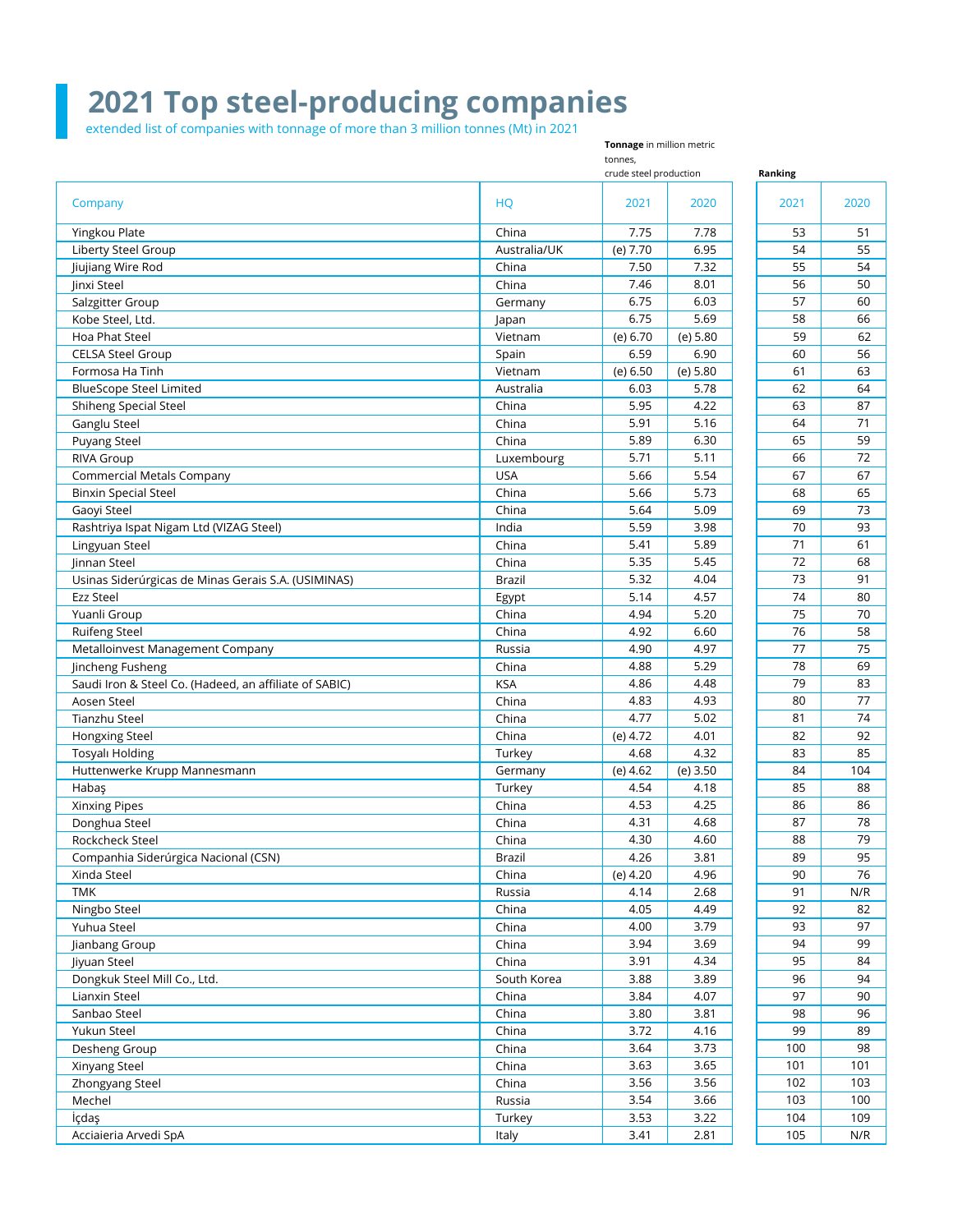# 2021 Top steel-producing companies

extended list of companies with tonnage of more than 3 million tonnes (Mt) in 2021

| | | **Tonnage** in million metric tonnes, crude steel production | | Ranking | |
|---|---|---|---|---|---|
| Company | HQ | 2021 | 2020 | 2021 | 2020 |
| Yingkou Plate | China | 7.75 | 7.78 | 53 | 51 |
| Liberty Steel Group | Australia/UK | (e) 7.70 | 6.95 | 54 | 55 |
| Jiujiang Wire Rod | China | 7.50 | 7.32 | 55 | 54 |
| Jinxi Steel | China | 7.46 | 8.01 | 56 | 50 |
| Salzgitter Group | Germany | 6.75 | 6.03 | 57 | 60 |
| Kobe Steel, Ltd. | Japan | 6.75 | 5.69 | 58 | 66 |
| Hoa Phat Steel | Vietnam | (e) 6.70 | (e) 5.80 | 59 | 62 |
| CELSA Steel Group | Spain | 6.59 | 6.90 | 60 | 56 |
| Formosa Ha Tinh | Vietnam | (e) 6.50 | (e) 5.80 | 61 | 63 |
| BlueScope Steel Limited | Australia | 6.03 | 5.78 | 62 | 64 |
| Shiheng Special Steel | China | 5.95 | 4.22 | 63 | 87 |
| Ganglu Steel | China | 5.91 | 5.16 | 64 | 71 |
| Puyang Steel | China | 5.89 | 6.30 | 65 | 59 |
| RIVA Group | Luxembourg | 5.71 | 5.11 | 66 | 72 |
| Commercial Metals Company | USA | 5.66 | 5.54 | 67 | 67 |
| Binxin Special Steel | China | 5.66 | 5.73 | 68 | 65 |
| Gaoyi Steel | China | 5.64 | 5.09 | 69 | 73 |
| Rashtriya Ispat Nigam Ltd (VIZAG Steel) | India | 5.59 | 3.98 | 70 | 93 |
| Lingyuan Steel | China | 5.41 | 5.89 | 71 | 61 |
| Jinnan Steel | China | 5.35 | 5.45 | 72 | 68 |
| Usinas Siderúrgicas de Minas Gerais S.A. (USIMINAS) | Brazil | 5.32 | 4.04 | 73 | 91 |
| Ezz Steel | Egypt | 5.14 | 4.57 | 74 | 80 |
| Yuanli Group | China | 4.94 | 5.20 | 75 | 70 |
| Ruifeng Steel | China | 4.92 | 6.60 | 76 | 58 |
| Metalloinvest Management Company | Russia | 4.90 | 4.97 | 77 | 75 |
| Jincheng Fusheng | China | 4.88 | 5.29 | 78 | 69 |
| Saudi Iron & Steel Co. (Hadeed, an affiliate of SABIC) | KSA | 4.86 | 4.48 | 79 | 83 |
| Aosen Steel | China | 4.83 | 4.93 | 80 | 77 |
| Tianzhu Steel | China | 4.77 | 5.02 | 81 | 74 |
| Hongxing Steel | China | (e) 4.72 | 4.01 | 82 | 92 |
| Tosyalı Holding | Turkey | 4.68 | 4.32 | 83 | 85 |
| Huttenwerke Krupp Mannesmann | Germany | (e) 4.62 | (e) 3.50 | 84 | 104 |
| Habaş | Turkey | 4.54 | 4.18 | 85 | 88 |
| Xinxing Pipes | China | 4.53 | 4.25 | 86 | 86 |
| Donghua Steel | China | 4.31 | 4.68 | 87 | 78 |
| Rockcheck Steel | China | 4.30 | 4.60 | 88 | 79 |
| Companhia Siderúrgica Nacional (CSN) | Brazil | 4.26 | 3.81 | 89 | 95 |
| Xinda Steel | China | (e) 4.20 | 4.96 | 90 | 76 |
| TMK | Russia | 4.14 | 2.68 | 91 | N/R |
| Ningbo Steel | China | 4.05 | 4.49 | 92 | 82 |
| Yuhua Steel | China | 4.00 | 3.79 | 93 | 97 |
| Jianbang Group | China | 3.94 | 3.69 | 94 | 99 |
| Jiyuan Steel | China | 3.91 | 4.34 | 95 | 84 |
| Dongkuk Steel Mill Co., Ltd. | South Korea | 3.88 | 3.89 | 96 | 94 |
| Lianxin Steel | China | 3.84 | 4.07 | 97 | 90 |
| Sanbao Steel | China | 3.80 | 3.81 | 98 | 96 |
| Yukun Steel | China | 3.72 | 4.16 | 99 | 89 |
| Desheng Group | China | 3.64 | 3.73 | 100 | 98 |
| Xinyang Steel | China | 3.63 | 3.65 | 101 | 101 |
| Zhongyang Steel | China | 3.56 | 3.56 | 102 | 103 |
| Mechel | Russia | 3.54 | 3.66 | 103 | 100 |
| İçdaş | Turkey | 3.53 | 3.22 | 104 | 109 |
| Acciaieria Arvedi SpA | Italy | 3.41 | 2.81 | 105 | N/R |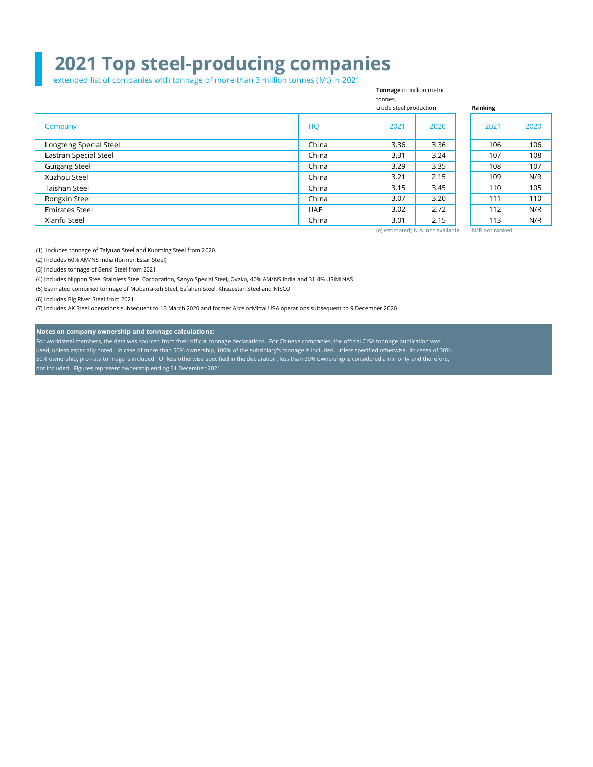# 2021 Top steel-producing companies

extended list of companies with tonnage of more than 3 million tonnes (Mt) in 2021

| Company | HQ | Tonnage in million metric tonnes, crude steel production | | Ranking | |
|---|---|---|---|---|---|
| | | 2021 | 2020 | 2021 | 2020 |
| Longteng Special Steel | China | 3.36 | 3.36 | 106 | 106 |
| Eastran Special Steel | China | 3.31 | 3.24 | 107 | 108 |
| Guigang Steel | China | 3.29 | 3.35 | 108 | 107 |
| Xuzhou Steel | China | 3.21 | 2.15 | 109 | N/R |
| Taishan Steel | China | 3.15 | 3.45 | 110 | 105 |
| Rongxin Steel | China | 3.07 | 3.20 | 111 | 110 |
| Emirates Steel | UAE | 3.02 | 2.72 | 112 | N/R |
| Xianfu Steel | China | 3.01 | 2.15 | 113 | N/R |

(e) estimated; N.A. not available

N/R not ranked

(1) Includes tonnage of Taiyuan Steel and Kunming Steel from 2020.

(2) Includes 60% AM/NS India (former Essar Steel)

(3) Includes tonnage of Benxi Steel from 2021

(4) Includes Nippon Steel Stainless Steel Corporation, Sanyo Special Steel, Ovako, 40% AM/NS India and 31.4% USIMINAS

(5) Estimated combined tonnage of Mobarrakeh Steel, Esfahan Steel, Khuzestan Steel and NISCO

(6) Includes Big River Steel from 2021

(7) Includes AK Steel operations subsequent to 13 March 2020 and former ArcelorMittal USA operations subsequent to 9 December 2020

**Notes on company ownership and tonnage calculations:**

For worldsteel members, the data was sourced from their official tonnage declarations. For Chinese companies, the official CISA tonnage publication was used, unless especially noted. In case of more than 50% ownership, 100% of the subsidiary's tonnage is included, unless specified otherwise. In cases of 30%-50% ownership, pro-rata tonnage is included. Unless otherwise specified in the declaration, less than 30% ownership is considered a minority and therefore, not included. Figures represent ownership ending 31 December 2021.